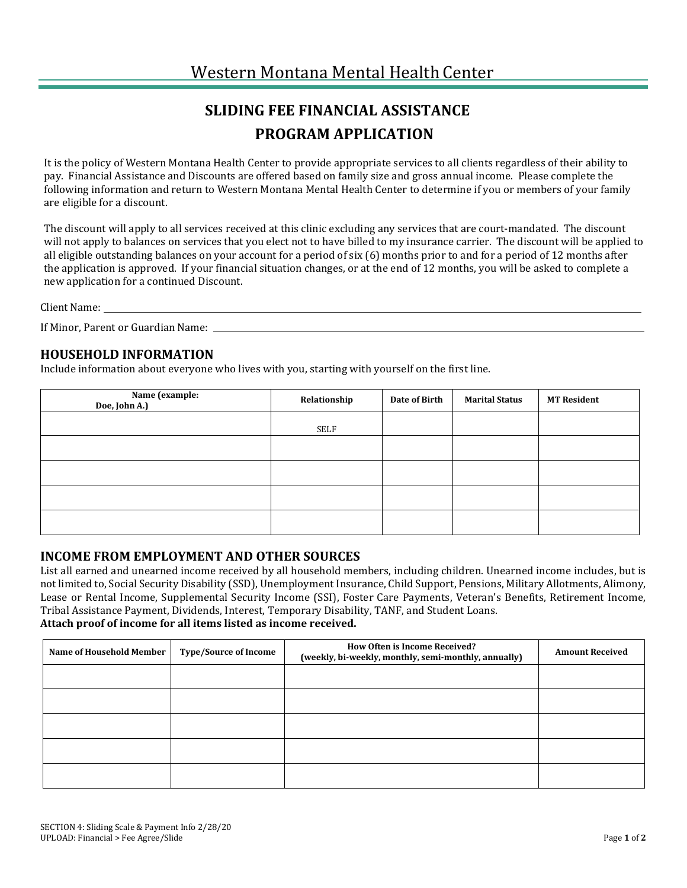# Western Montana Mental Health Center

## SLIDING FEE FINANCIAL ASSISTANCE PROGRAM APPLICATION

It is the policy of Western Montana Health Center to provide appropriate services to all clients regardless of their ability to pay. Financial Assistance and Discounts are offered based on family size and gross annual income. Please complete the following information and return to Western Montana Mental Health Center to determine if you or members of your family are eligible for a discount.

The discount will apply to all services received at this clinic excluding any services that are court-mandated. The discount will not apply to balances on services that you elect not to have billed to my insurance carrier. The discount will be applied to all eligible outstanding balances on your account for a period of six (6) months prior to and for a period of 12 months after the application is approved. If your financial situation changes, or at the end of 12 months, you will be asked to complete a new application for a continued Discount.

Client Name: ______________________________

If Minor, Parent or Guardian Name: ______________________________

### HOUSEHOLD INFORMATION

Include information about everyone who lives with you, starting with yourself on the first line.

| Name (example: Doe, John A.) | Relationship | Date of Birth | Marital Status | MT Resident |
|---|---|---|---|---|
| | SELF | | | |
| | | | | |
| | | | | |
| | | | | |
| | | | | |

### INCOME FROM EMPLOYMENT AND OTHER SOURCES

List all earned and unearned income received by all household members, including children. Unearned income includes, but is not limited to, Social Security Disability (SSD), Unemployment Insurance, Child Support, Pensions, Military Allotments, Alimony, Lease or Rental Income, Supplemental Security Income (SSI), Foster Care Payments, Veteran's Benefits, Retirement Income, Tribal Assistance Payment, Dividends, Interest, Temporary Disability, TANF, and Student Loans.

**Attach proof of income for all items listed as income received.**

| Name of Household Member | Type/Source of Income | How Often is Income Received? (weekly, bi-weekly, monthly, semi-monthly, annually) | Amount Received |
|---|---|---|---|
| | | | |
| | | | |
| | | | |
| | | | |
| | | | |

SECTION 4: Sliding Scale & Payment Info 2/28/20
UPLOAD: Financial > Fee Agree/Slide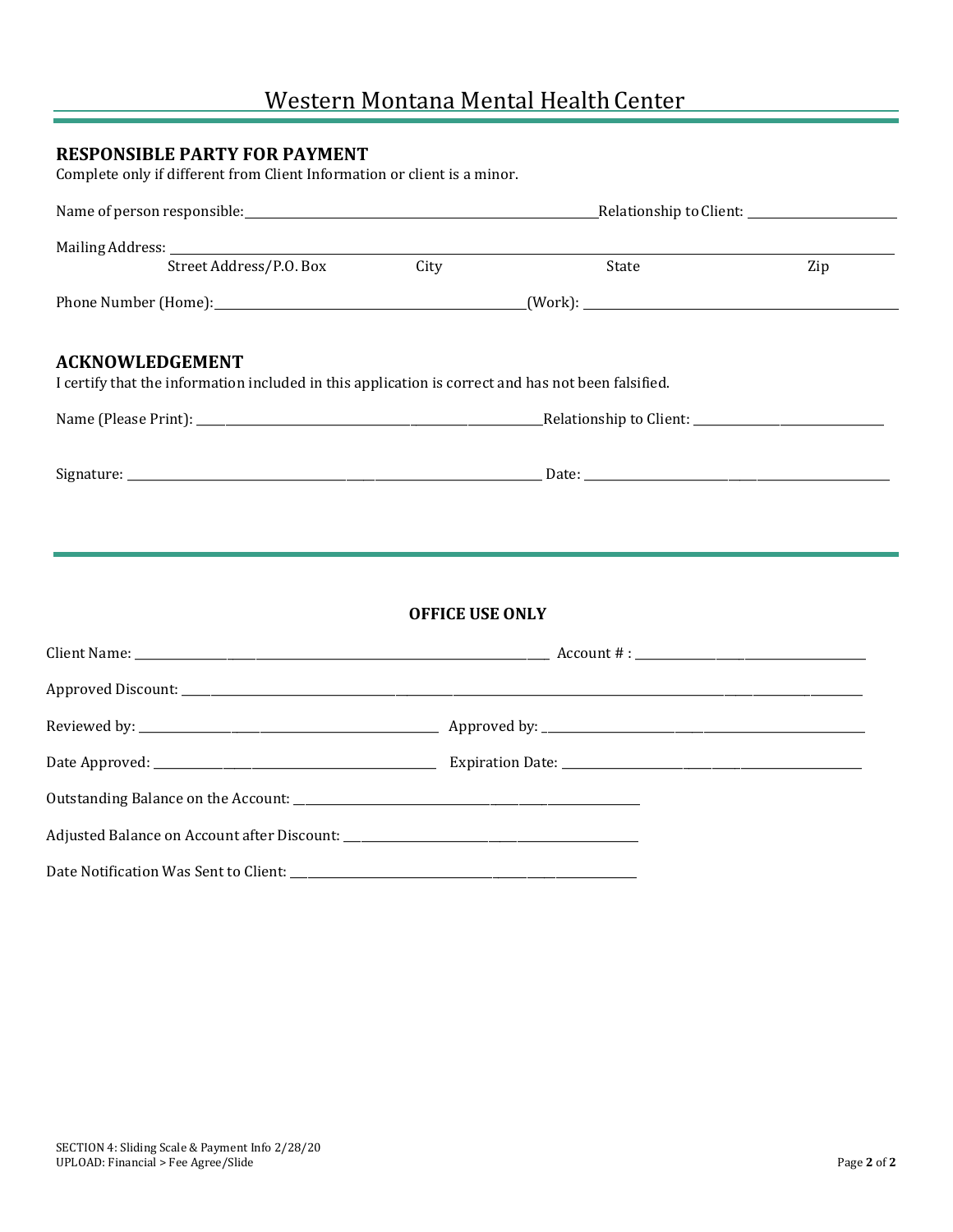# Western Montana Mental Health Center

## RESPONSIBLE PARTY FOR PAYMENT

Complete only if different from Client Information or client is a minor.

Name of person responsible: ______________________________ Relationship to Client: ______________

Mailing Address: ______________________________________________________________

Street Address/P.O. Box  City  State  Zip

Phone Number (Home): ______________________________ (Work): ______________________________

## ACKNOWLEDGEMENT

I certify that the information included in this application is correct and has not been falsified.

Name (Please Print): ______________________________ Relationship to Client: ______________________

Signature: ______________________________________ Date: ______________________________

### OFFICE USE ONLY

Client Name: ______________________________________ Account # : ______________________

Approved Discount: ______________________________________________________________

Reviewed by: ______________________________ Approved by: ______________________________

Date Approved: ______________________________ Expiration Date: ______________________________

Outstanding Balance on the Account: ______________________________

Adjusted Balance on Account after Discount: ______________________________

Date Notification Was Sent to Client: ______________________________

SECTION 4: Sliding Scale & Payment Info 2/28/20
UPLOAD: Financial > Fee Agree/Slide